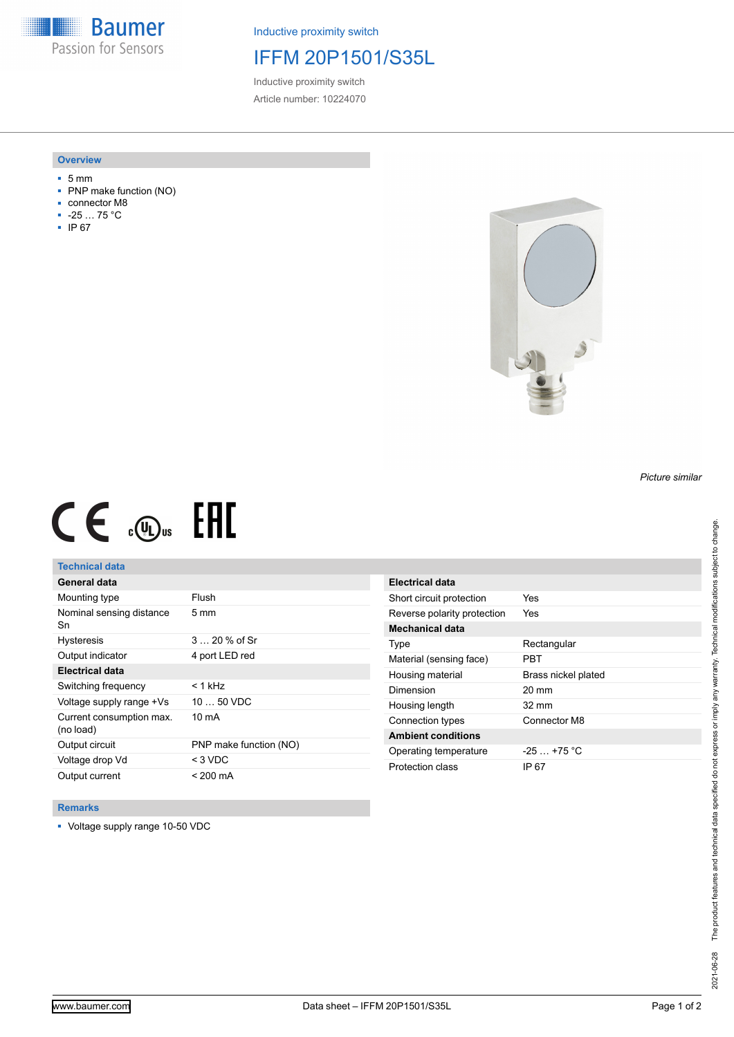Inductive proximity switch

# IFFM 20P1501/S35L

Inductive proximity switch

Article number: 10224070

## Overview

- 5 mm
- PNP make function (NO)
- connector M8
- -25 … 75 °C
- IP 67

*Picture similar*

## Technical data

| General data | |
|---|---|
| Mounting type | Flush |
| Nominal sensing distance Sn | 5 mm |
| Hysteresis | 3 … 20 % of Sr |
| Output indicator | 4 port LED red |
| **Electrical data** | |
| Switching frequency | < 1 kHz |
| Voltage supply range +Vs | 10 … 50 VDC |
| Current consumption max. (no load) | 10 mA |
| Output circuit | PNP make function (NO) |
| Voltage drop Vd | < 3 VDC |
| Output current | < 200 mA |

| Electrical data | |
|---|---|
| Short circuit protection | Yes |
| Reverse polarity protection | Yes |
| **Mechanical data** | |
| Type | Rectangular |
| Material (sensing face) | PBT |
| Housing material | Brass nickel plated |
| Dimension | 20 mm |
| Housing length | 32 mm |
| Connection types | Connector M8 |
| **Ambient conditions** | |
| Operating temperature | -25 … +75 °C |
| Protection class | IP 67 |

## Remarks

- Voltage supply range 10-50 VDC

The product features and technical data specified do not express or imply any warranty. Technical modifications subject to change.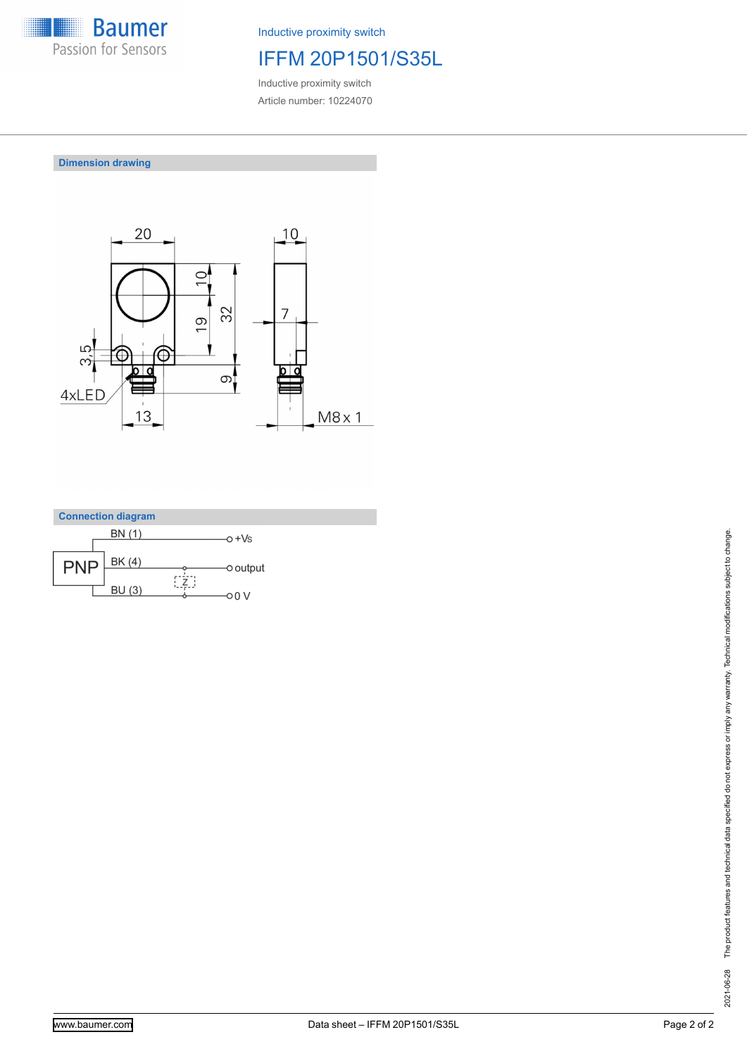Inductive proximity switch

# IFFM 20P1501/S35L

Inductive proximity switch

Article number: 10224070

## Dimension drawing

20

10

10

19

32

7

3,5

9

4xLED

13

M8 x 1

## Connection diagram

PNP

BN (1)

+Vs

BK (4)

output

Z

BU (3)

0 V

2021-06-28 The product features and technical data specified do not express or imply any warranty. Technical modifications subject to change.